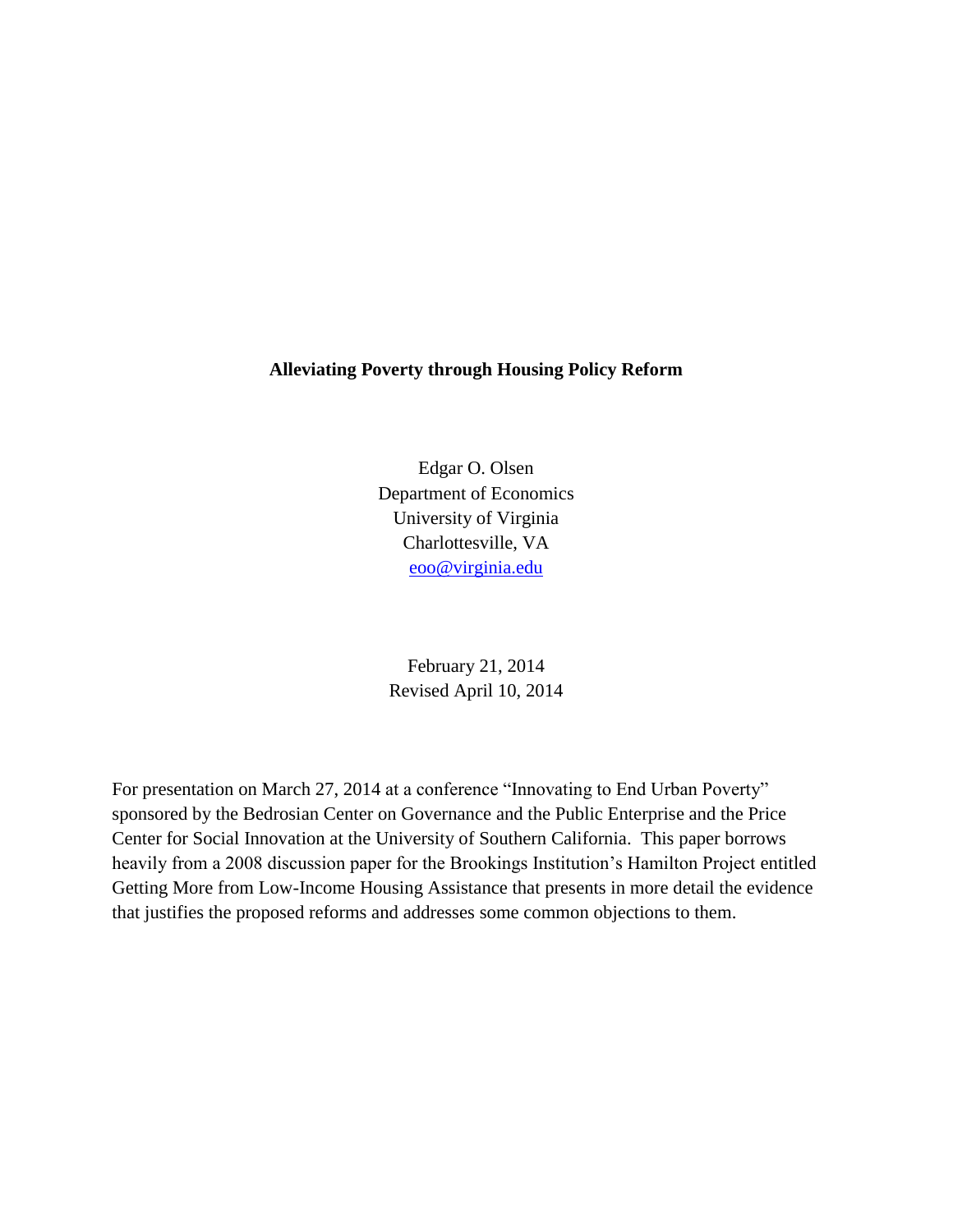# Alleviating Poverty through Housing Policy Reform

Edgar O. Olsen
Department of Economics
University of Virginia
Charlottesville, VA
eoo@virginia.edu

February 21, 2014
Revised April 10, 2014

For presentation on March 27, 2014 at a conference "Innovating to End Urban Poverty" sponsored by the Bedrosian Center on Governance and the Public Enterprise and the Price Center for Social Innovation at the University of Southern California. This paper borrows heavily from a 2008 discussion paper for the Brookings Institution's Hamilton Project entitled Getting More from Low-Income Housing Assistance that presents in more detail the evidence that justifies the proposed reforms and addresses some common objections to them.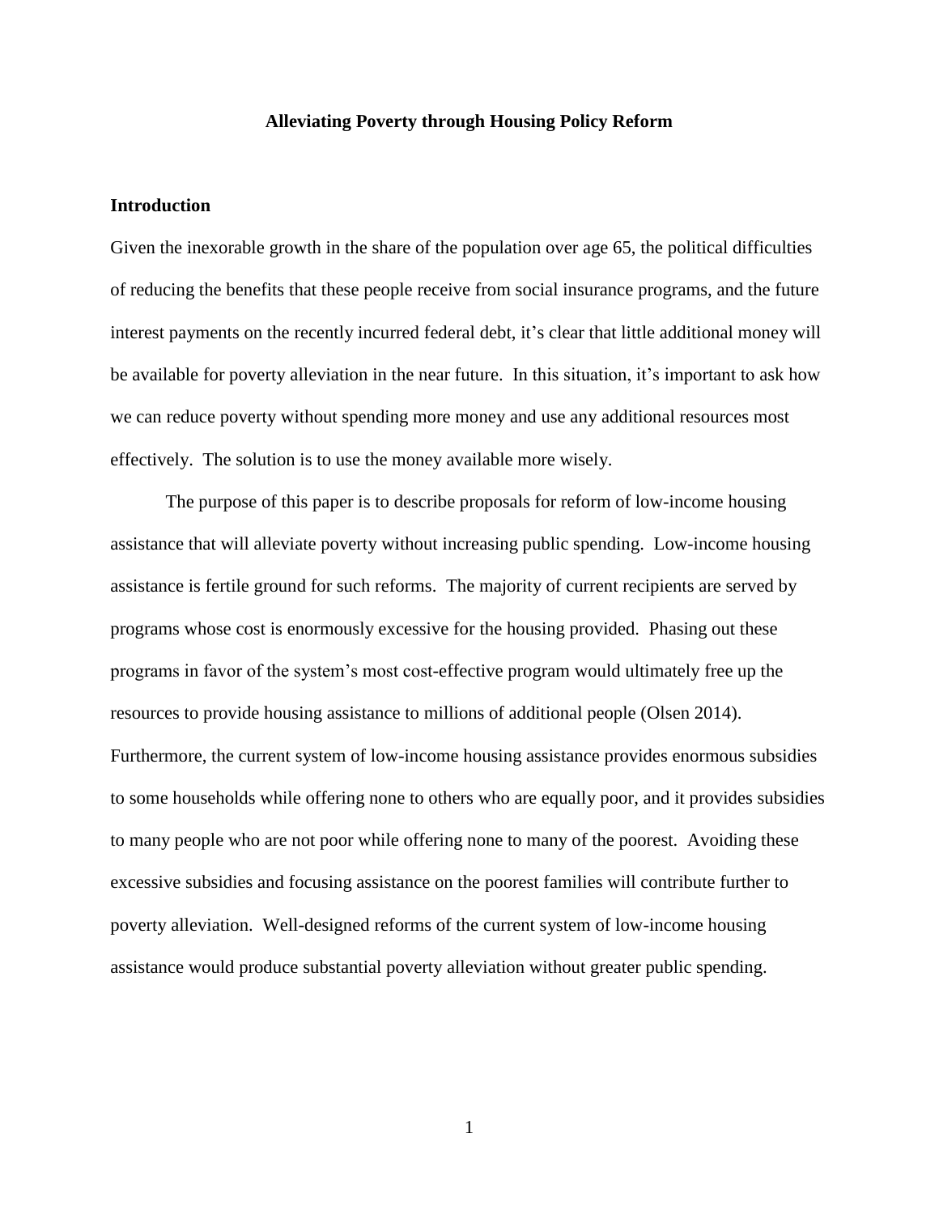# Alleviating Poverty through Housing Policy Reform

## Introduction

Given the inexorable growth in the share of the population over age 65, the political difficulties of reducing the benefits that these people receive from social insurance programs, and the future interest payments on the recently incurred federal debt, it's clear that little additional money will be available for poverty alleviation in the near future. In this situation, it's important to ask how we can reduce poverty without spending more money and use any additional resources most effectively. The solution is to use the money available more wisely.

The purpose of this paper is to describe proposals for reform of low-income housing assistance that will alleviate poverty without increasing public spending. Low-income housing assistance is fertile ground for such reforms. The majority of current recipients are served by programs whose cost is enormously excessive for the housing provided. Phasing out these programs in favor of the system's most cost-effective program would ultimately free up the resources to provide housing assistance to millions of additional people (Olsen 2014). Furthermore, the current system of low-income housing assistance provides enormous subsidies to some households while offering none to others who are equally poor, and it provides subsidies to many people who are not poor while offering none to many of the poorest. Avoiding these excessive subsidies and focusing assistance on the poorest families will contribute further to poverty alleviation. Well-designed reforms of the current system of low-income housing assistance would produce substantial poverty alleviation without greater public spending.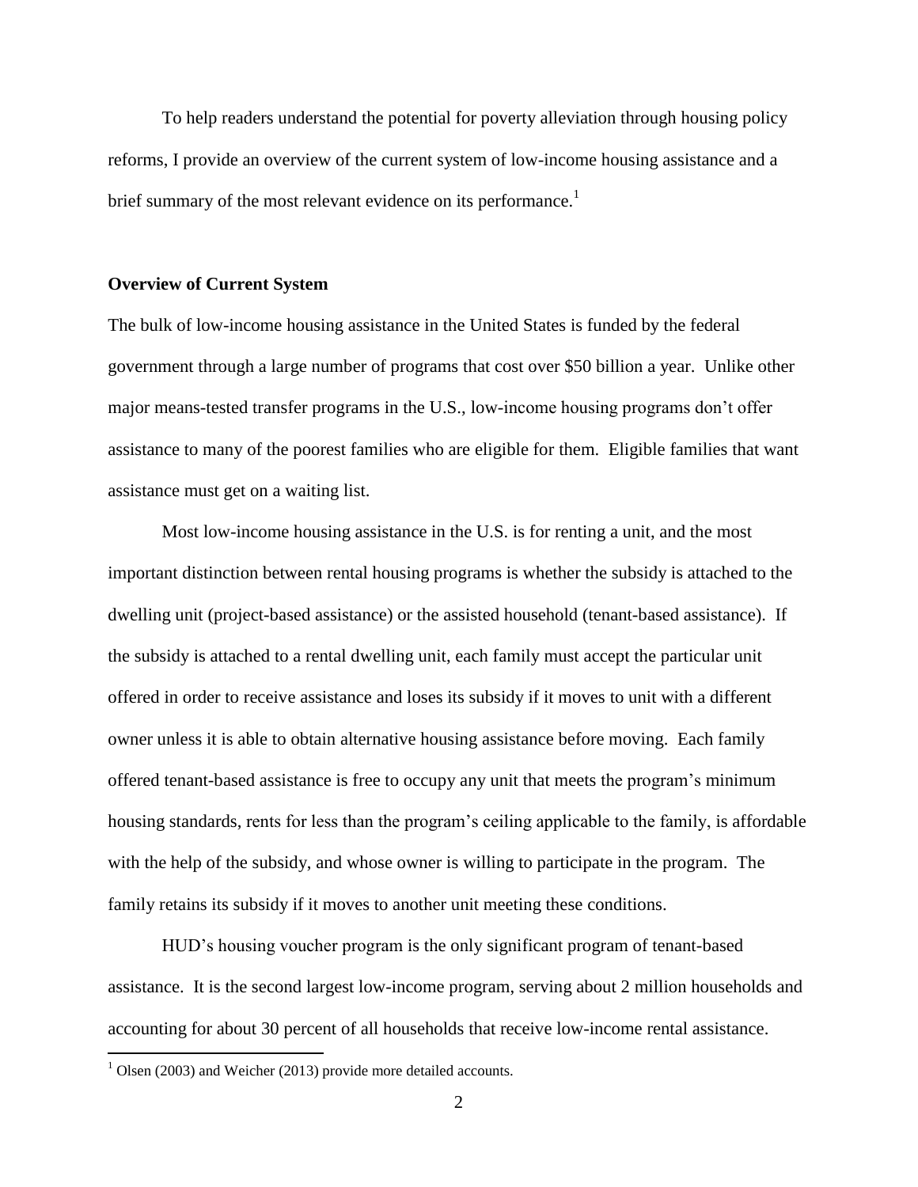To help readers understand the potential for poverty alleviation through housing policy reforms, I provide an overview of the current system of low-income housing assistance and a brief summary of the most relevant evidence on its performance.[1]

**Overview of Current System**

The bulk of low-income housing assistance in the United States is funded by the federal government through a large number of programs that cost over $50 billion a year. Unlike other major means-tested transfer programs in the U.S., low-income housing programs don't offer assistance to many of the poorest families who are eligible for them. Eligible families that want assistance must get on a waiting list.

Most low-income housing assistance in the U.S. is for renting a unit, and the most important distinction between rental housing programs is whether the subsidy is attached to the dwelling unit (project-based assistance) or the assisted household (tenant-based assistance). If the subsidy is attached to a rental dwelling unit, each family must accept the particular unit offered in order to receive assistance and loses its subsidy if it moves to unit with a different owner unless it is able to obtain alternative housing assistance before moving. Each family offered tenant-based assistance is free to occupy any unit that meets the program's minimum housing standards, rents for less than the program's ceiling applicable to the family, is affordable with the help of the subsidy, and whose owner is willing to participate in the program. The family retains its subsidy if it moves to another unit meeting these conditions.

HUD's housing voucher program is the only significant program of tenant-based assistance. It is the second largest low-income program, serving about 2 million households and accounting for about 30 percent of all households that receive low-income rental assistance.

[1] Olsen (2003) and Weicher (2013) provide more detailed accounts.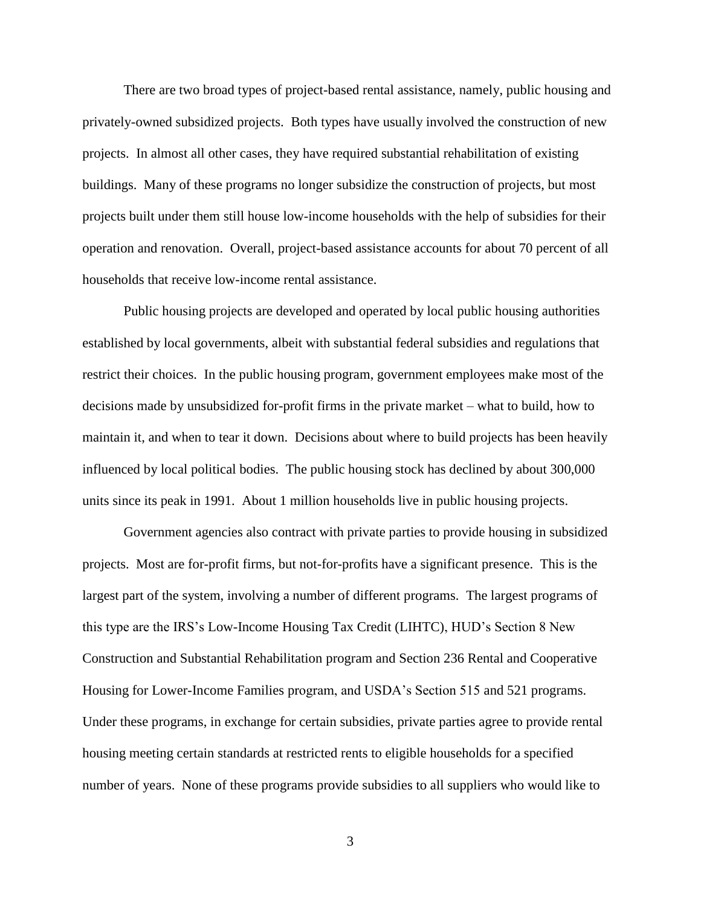There are two broad types of project-based rental assistance, namely, public housing and privately-owned subsidized projects. Both types have usually involved the construction of new projects. In almost all other cases, they have required substantial rehabilitation of existing buildings. Many of these programs no longer subsidize the construction of projects, but most projects built under them still house low-income households with the help of subsidies for their operation and renovation. Overall, project-based assistance accounts for about 70 percent of all households that receive low-income rental assistance.

Public housing projects are developed and operated by local public housing authorities established by local governments, albeit with substantial federal subsidies and regulations that restrict their choices. In the public housing program, government employees make most of the decisions made by unsubsidized for-profit firms in the private market – what to build, how to maintain it, and when to tear it down. Decisions about where to build projects has been heavily influenced by local political bodies. The public housing stock has declined by about 300,000 units since its peak in 1991. About 1 million households live in public housing projects.

Government agencies also contract with private parties to provide housing in subsidized projects. Most are for-profit firms, but not-for-profits have a significant presence. This is the largest part of the system, involving a number of different programs. The largest programs of this type are the IRS's Low-Income Housing Tax Credit (LIHTC), HUD's Section 8 New Construction and Substantial Rehabilitation program and Section 236 Rental and Cooperative Housing for Lower-Income Families program, and USDA's Section 515 and 521 programs. Under these programs, in exchange for certain subsidies, private parties agree to provide rental housing meeting certain standards at restricted rents to eligible households for a specified number of years. None of these programs provide subsidies to all suppliers who would like to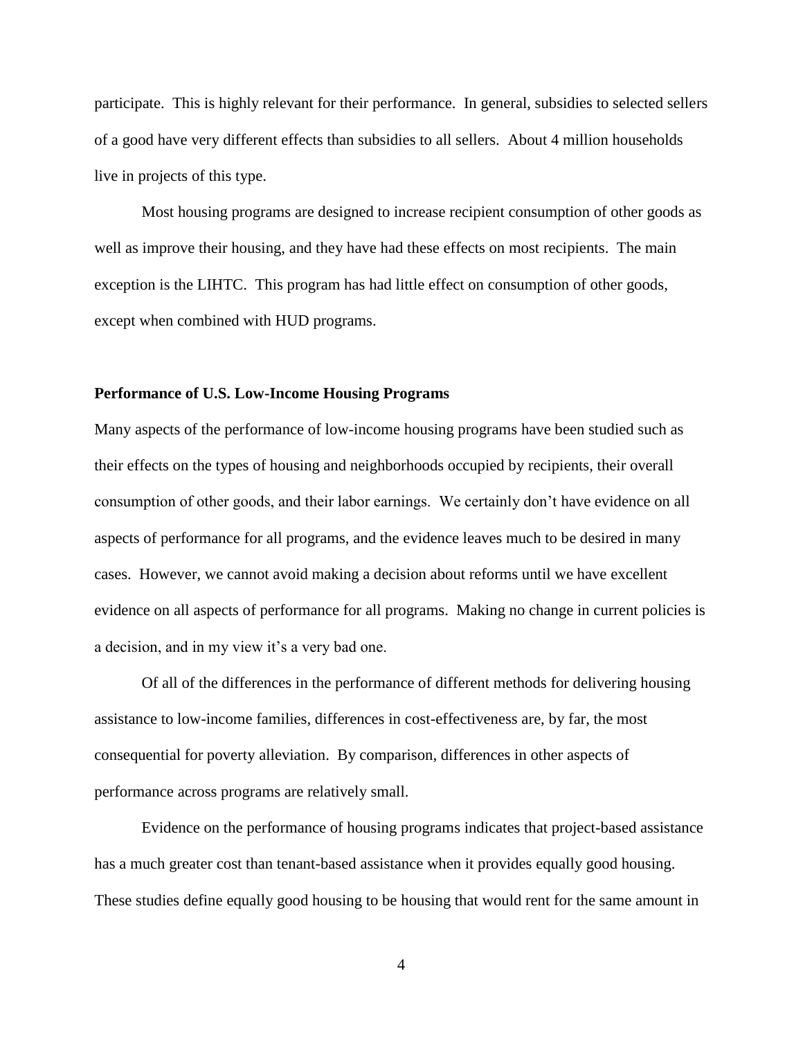participate. This is highly relevant for their performance. In general, subsidies to selected sellers of a good have very different effects than subsidies to all sellers. About 4 million households live in projects of this type.

Most housing programs are designed to increase recipient consumption of other goods as well as improve their housing, and they have had these effects on most recipients. The main exception is the LIHTC. This program has had little effect on consumption of other goods, except when combined with HUD programs.

**Performance of U.S. Low-Income Housing Programs**

Many aspects of the performance of low-income housing programs have been studied such as their effects on the types of housing and neighborhoods occupied by recipients, their overall consumption of other goods, and their labor earnings. We certainly don't have evidence on all aspects of performance for all programs, and the evidence leaves much to be desired in many cases. However, we cannot avoid making a decision about reforms until we have excellent evidence on all aspects of performance for all programs. Making no change in current policies is a decision, and in my view it's a very bad one.

Of all of the differences in the performance of different methods for delivering housing assistance to low-income families, differences in cost-effectiveness are, by far, the most consequential for poverty alleviation. By comparison, differences in other aspects of performance across programs are relatively small.

Evidence on the performance of housing programs indicates that project-based assistance has a much greater cost than tenant-based assistance when it provides equally good housing. These studies define equally good housing to be housing that would rent for the same amount in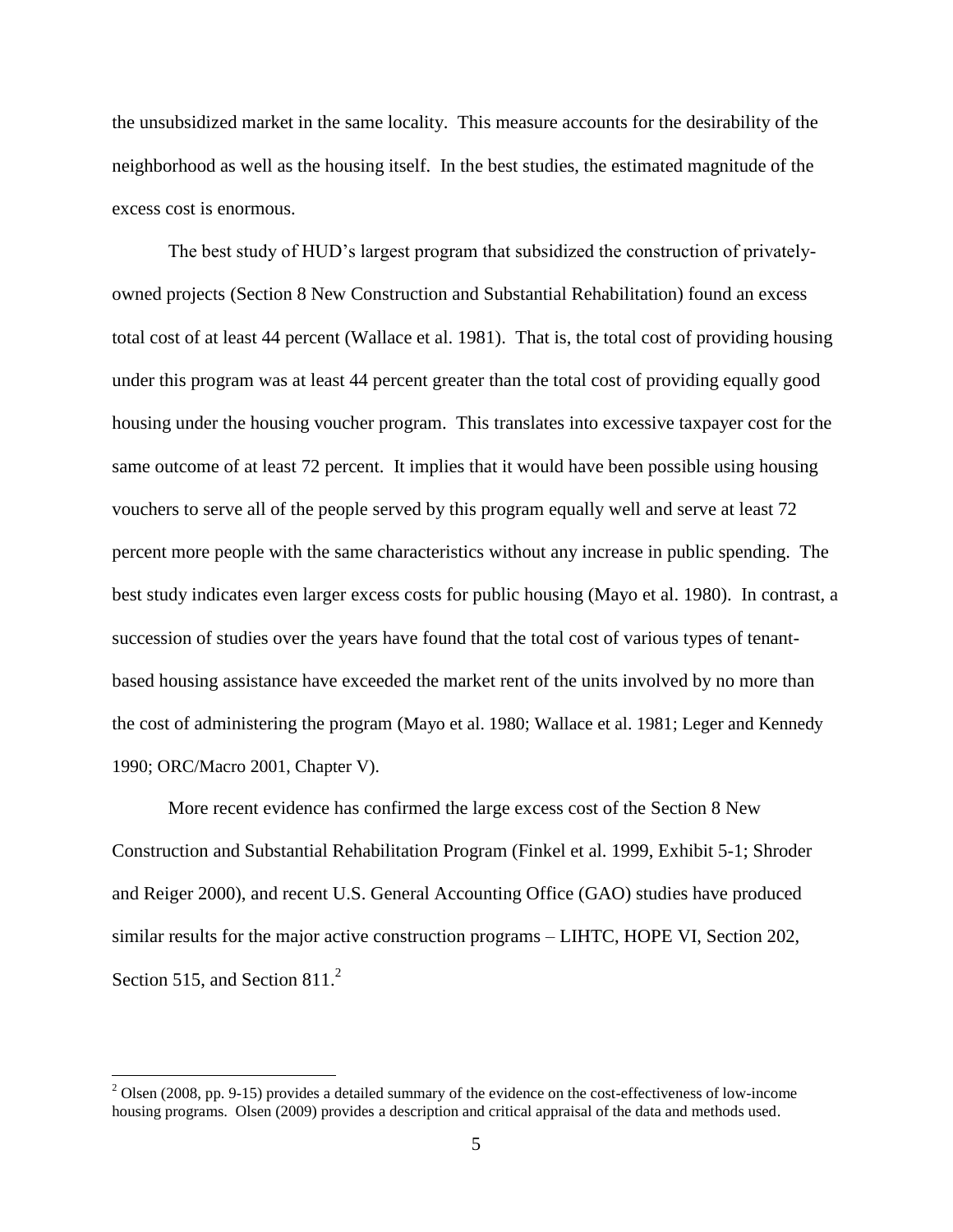the unsubsidized market in the same locality. This measure accounts for the desirability of the neighborhood as well as the housing itself. In the best studies, the estimated magnitude of the excess cost is enormous.

The best study of HUD's largest program that subsidized the construction of privately-owned projects (Section 8 New Construction and Substantial Rehabilitation) found an excess total cost of at least 44 percent (Wallace et al. 1981). That is, the total cost of providing housing under this program was at least 44 percent greater than the total cost of providing equally good housing under the housing voucher program. This translates into excessive taxpayer cost for the same outcome of at least 72 percent. It implies that it would have been possible using housing vouchers to serve all of the people served by this program equally well and serve at least 72 percent more people with the same characteristics without any increase in public spending. The best study indicates even larger excess costs for public housing (Mayo et al. 1980). In contrast, a succession of studies over the years have found that the total cost of various types of tenant-based housing assistance have exceeded the market rent of the units involved by no more than the cost of administering the program (Mayo et al. 1980; Wallace et al. 1981; Leger and Kennedy 1990; ORC/Macro 2001, Chapter V).

More recent evidence has confirmed the large excess cost of the Section 8 New Construction and Substantial Rehabilitation Program (Finkel et al. 1999, Exhibit 5-1; Shroder and Reiger 2000), and recent U.S. General Accounting Office (GAO) studies have produced similar results for the major active construction programs – LIHTC, HOPE VI, Section 202, Section 515, and Section 811.[2]

---

[2] Olsen (2008, pp. 9-15) provides a detailed summary of the evidence on the cost-effectiveness of low-income housing programs. Olsen (2009) provides a description and critical appraisal of the data and methods used.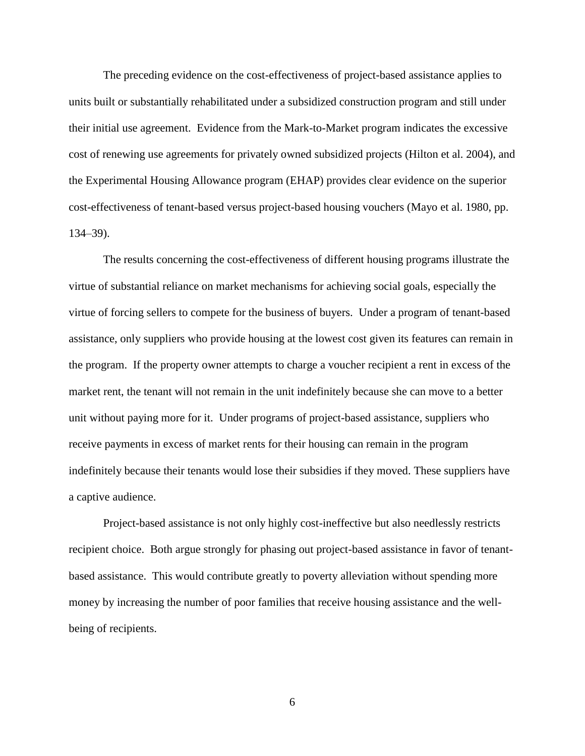The preceding evidence on the cost-effectiveness of project-based assistance applies to units built or substantially rehabilitated under a subsidized construction program and still under their initial use agreement. Evidence from the Mark-to-Market program indicates the excessive cost of renewing use agreements for privately owned subsidized projects (Hilton et al. 2004), and the Experimental Housing Allowance program (EHAP) provides clear evidence on the superior cost-effectiveness of tenant-based versus project-based housing vouchers (Mayo et al. 1980, pp. 134–39).

The results concerning the cost-effectiveness of different housing programs illustrate the virtue of substantial reliance on market mechanisms for achieving social goals, especially the virtue of forcing sellers to compete for the business of buyers. Under a program of tenant-based assistance, only suppliers who provide housing at the lowest cost given its features can remain in the program. If the property owner attempts to charge a voucher recipient a rent in excess of the market rent, the tenant will not remain in the unit indefinitely because she can move to a better unit without paying more for it. Under programs of project-based assistance, suppliers who receive payments in excess of market rents for their housing can remain in the program indefinitely because their tenants would lose their subsidies if they moved. These suppliers have a captive audience.

Project-based assistance is not only highly cost-ineffective but also needlessly restricts recipient choice. Both argue strongly for phasing out project-based assistance in favor of tenant-based assistance. This would contribute greatly to poverty alleviation without spending more money by increasing the number of poor families that receive housing assistance and the well-being of recipients.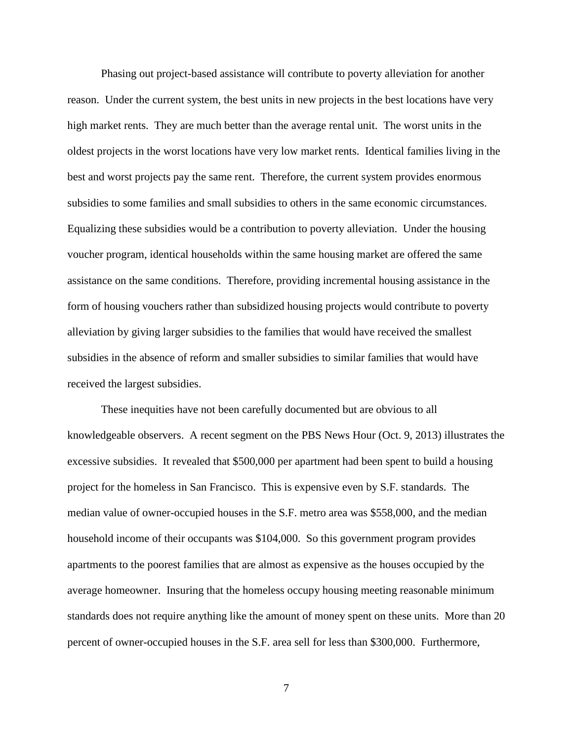Phasing out project-based assistance will contribute to poverty alleviation for another reason. Under the current system, the best units in new projects in the best locations have very high market rents. They are much better than the average rental unit. The worst units in the oldest projects in the worst locations have very low market rents. Identical families living in the best and worst projects pay the same rent. Therefore, the current system provides enormous subsidies to some families and small subsidies to others in the same economic circumstances. Equalizing these subsidies would be a contribution to poverty alleviation. Under the housing voucher program, identical households within the same housing market are offered the same assistance on the same conditions. Therefore, providing incremental housing assistance in the form of housing vouchers rather than subsidized housing projects would contribute to poverty alleviation by giving larger subsidies to the families that would have received the smallest subsidies in the absence of reform and smaller subsidies to similar families that would have received the largest subsidies.

These inequities have not been carefully documented but are obvious to all knowledgeable observers. A recent segment on the PBS News Hour (Oct. 9, 2013) illustrates the excessive subsidies. It revealed that $500,000 per apartment had been spent to build a housing project for the homeless in San Francisco. This is expensive even by S.F. standards. The median value of owner-occupied houses in the S.F. metro area was $558,000, and the median household income of their occupants was $104,000. So this government program provides apartments to the poorest families that are almost as expensive as the houses occupied by the average homeowner. Insuring that the homeless occupy housing meeting reasonable minimum standards does not require anything like the amount of money spent on these units. More than 20 percent of owner-occupied houses in the S.F. area sell for less than $300,000. Furthermore,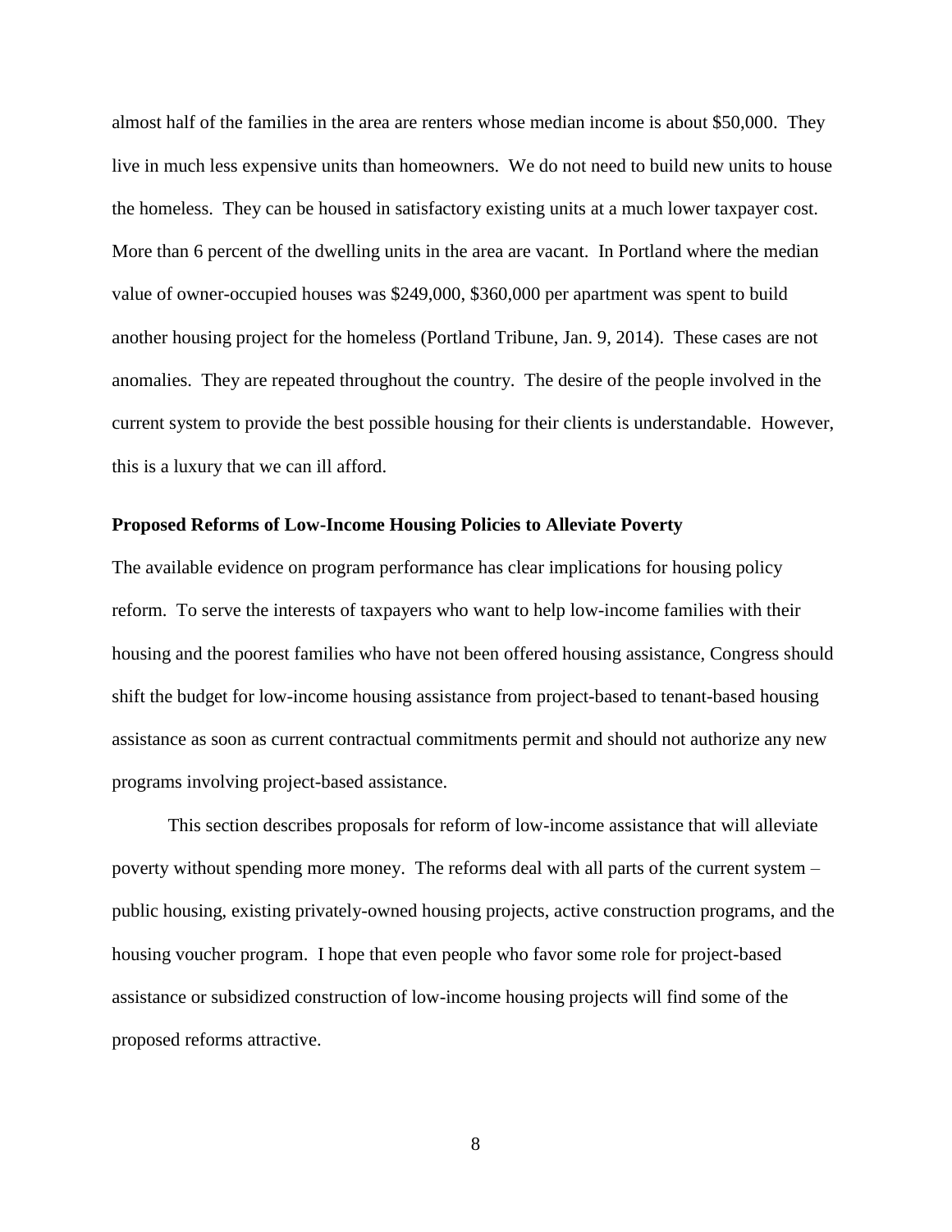almost half of the families in the area are renters whose median income is about $50,000. They live in much less expensive units than homeowners. We do not need to build new units to house the homeless. They can be housed in satisfactory existing units at a much lower taxpayer cost. More than 6 percent of the dwelling units in the area are vacant. In Portland where the median value of owner-occupied houses was $249,000, $360,000 per apartment was spent to build another housing project for the homeless (Portland Tribune, Jan. 9, 2014). These cases are not anomalies. They are repeated throughout the country. The desire of the people involved in the current system to provide the best possible housing for their clients is understandable. However, this is a luxury that we can ill afford.

**Proposed Reforms of Low-Income Housing Policies to Alleviate Poverty**

The available evidence on program performance has clear implications for housing policy reform. To serve the interests of taxpayers who want to help low-income families with their housing and the poorest families who have not been offered housing assistance, Congress should shift the budget for low-income housing assistance from project-based to tenant-based housing assistance as soon as current contractual commitments permit and should not authorize any new programs involving project-based assistance.

This section describes proposals for reform of low-income assistance that will alleviate poverty without spending more money. The reforms deal with all parts of the current system – public housing, existing privately-owned housing projects, active construction programs, and the housing voucher program. I hope that even people who favor some role for project-based assistance or subsidized construction of low-income housing projects will find some of the proposed reforms attractive.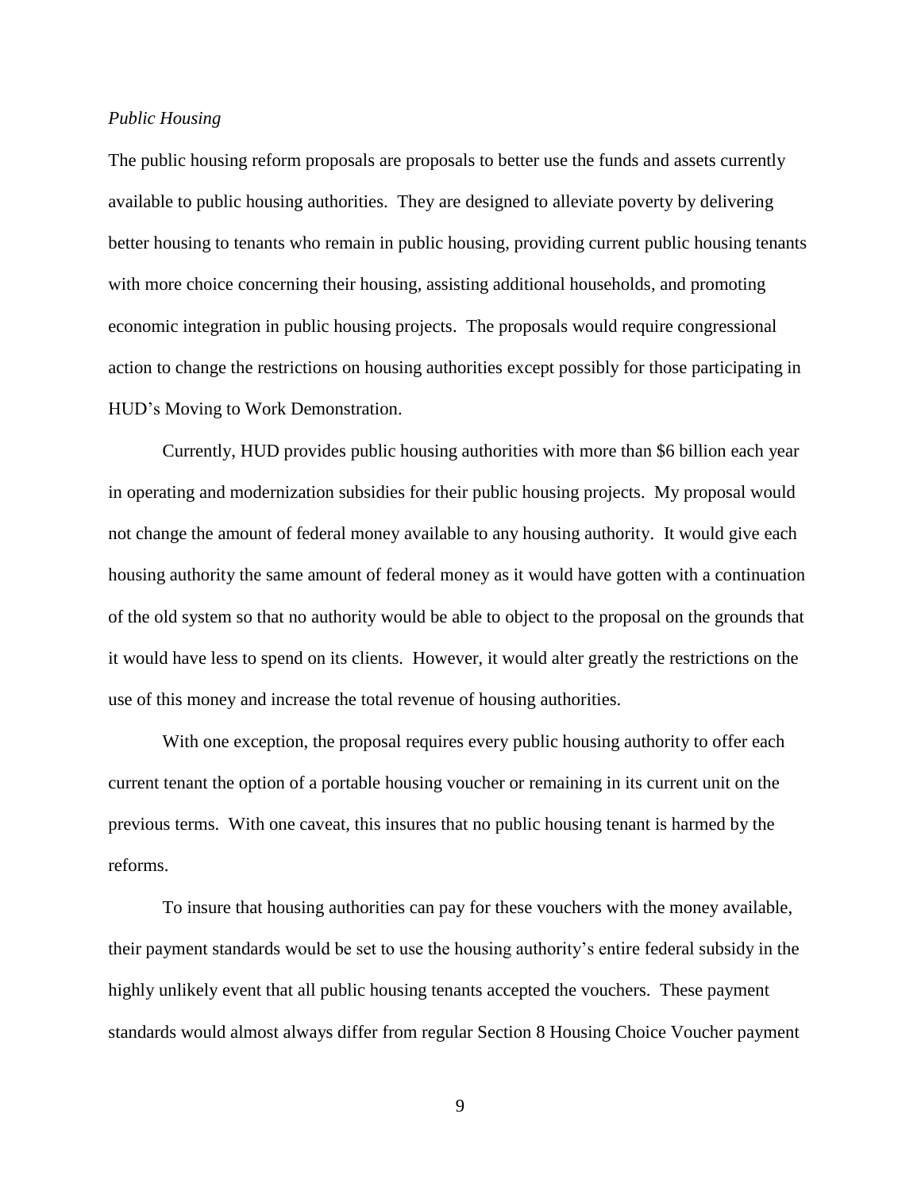*Public Housing*

The public housing reform proposals are proposals to better use the funds and assets currently available to public housing authorities. They are designed to alleviate poverty by delivering better housing to tenants who remain in public housing, providing current public housing tenants with more choice concerning their housing, assisting additional households, and promoting economic integration in public housing projects. The proposals would require congressional action to change the restrictions on housing authorities except possibly for those participating in HUD's Moving to Work Demonstration.

Currently, HUD provides public housing authorities with more than $6 billion each year in operating and modernization subsidies for their public housing projects. My proposal would not change the amount of federal money available to any housing authority. It would give each housing authority the same amount of federal money as it would have gotten with a continuation of the old system so that no authority would be able to object to the proposal on the grounds that it would have less to spend on its clients. However, it would alter greatly the restrictions on the use of this money and increase the total revenue of housing authorities.

With one exception, the proposal requires every public housing authority to offer each current tenant the option of a portable housing voucher or remaining in its current unit on the previous terms. With one caveat, this insures that no public housing tenant is harmed by the reforms.

To insure that housing authorities can pay for these vouchers with the money available, their payment standards would be set to use the housing authority's entire federal subsidy in the highly unlikely event that all public housing tenants accepted the vouchers. These payment standards would almost always differ from regular Section 8 Housing Choice Voucher payment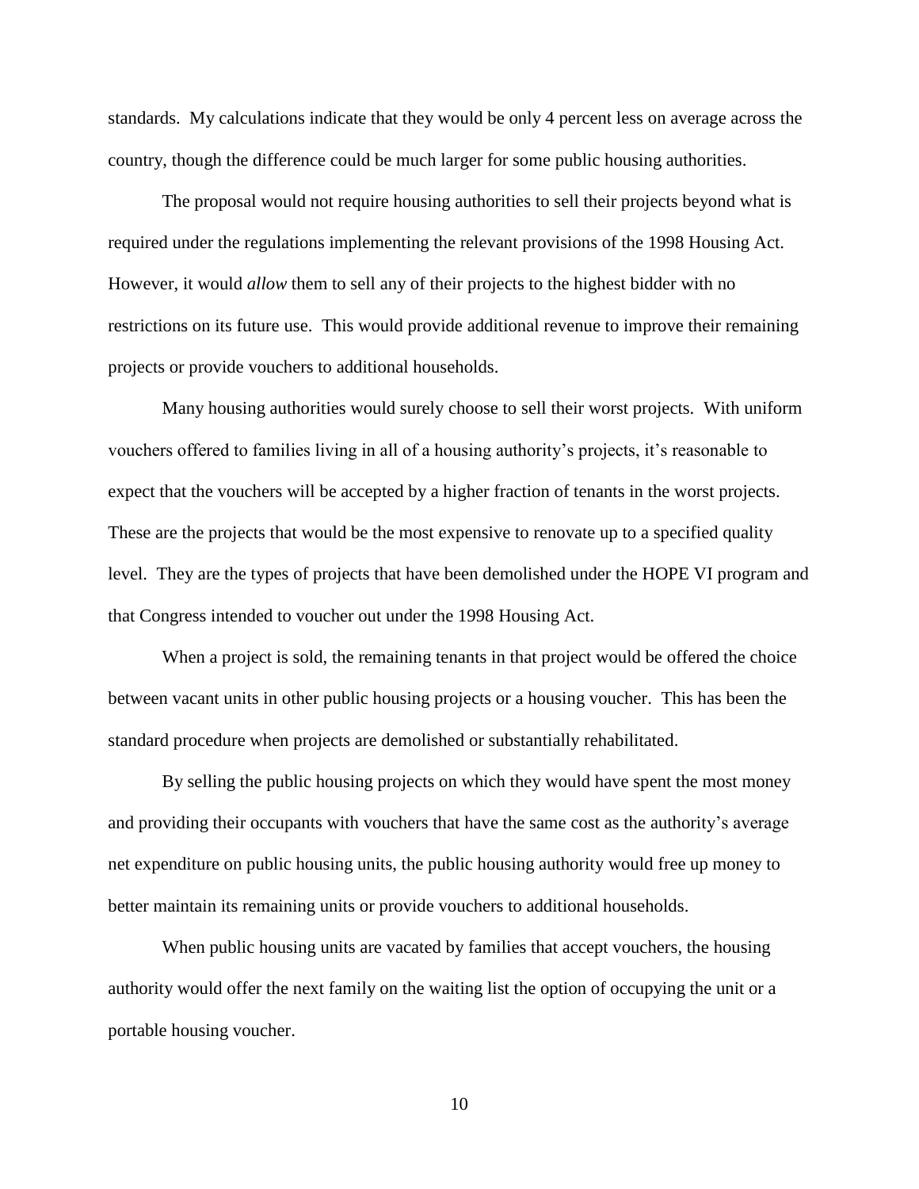standards. My calculations indicate that they would be only 4 percent less on average across the country, though the difference could be much larger for some public housing authorities.

The proposal would not require housing authorities to sell their projects beyond what is required under the regulations implementing the relevant provisions of the 1998 Housing Act. However, it would *allow* them to sell any of their projects to the highest bidder with no restrictions on its future use. This would provide additional revenue to improve their remaining projects or provide vouchers to additional households.

Many housing authorities would surely choose to sell their worst projects. With uniform vouchers offered to families living in all of a housing authority's projects, it's reasonable to expect that the vouchers will be accepted by a higher fraction of tenants in the worst projects. These are the projects that would be the most expensive to renovate up to a specified quality level. They are the types of projects that have been demolished under the HOPE VI program and that Congress intended to voucher out under the 1998 Housing Act.

When a project is sold, the remaining tenants in that project would be offered the choice between vacant units in other public housing projects or a housing voucher. This has been the standard procedure when projects are demolished or substantially rehabilitated.

By selling the public housing projects on which they would have spent the most money and providing their occupants with vouchers that have the same cost as the authority's average net expenditure on public housing units, the public housing authority would free up money to better maintain its remaining units or provide vouchers to additional households.

When public housing units are vacated by families that accept vouchers, the housing authority would offer the next family on the waiting list the option of occupying the unit or a portable housing voucher.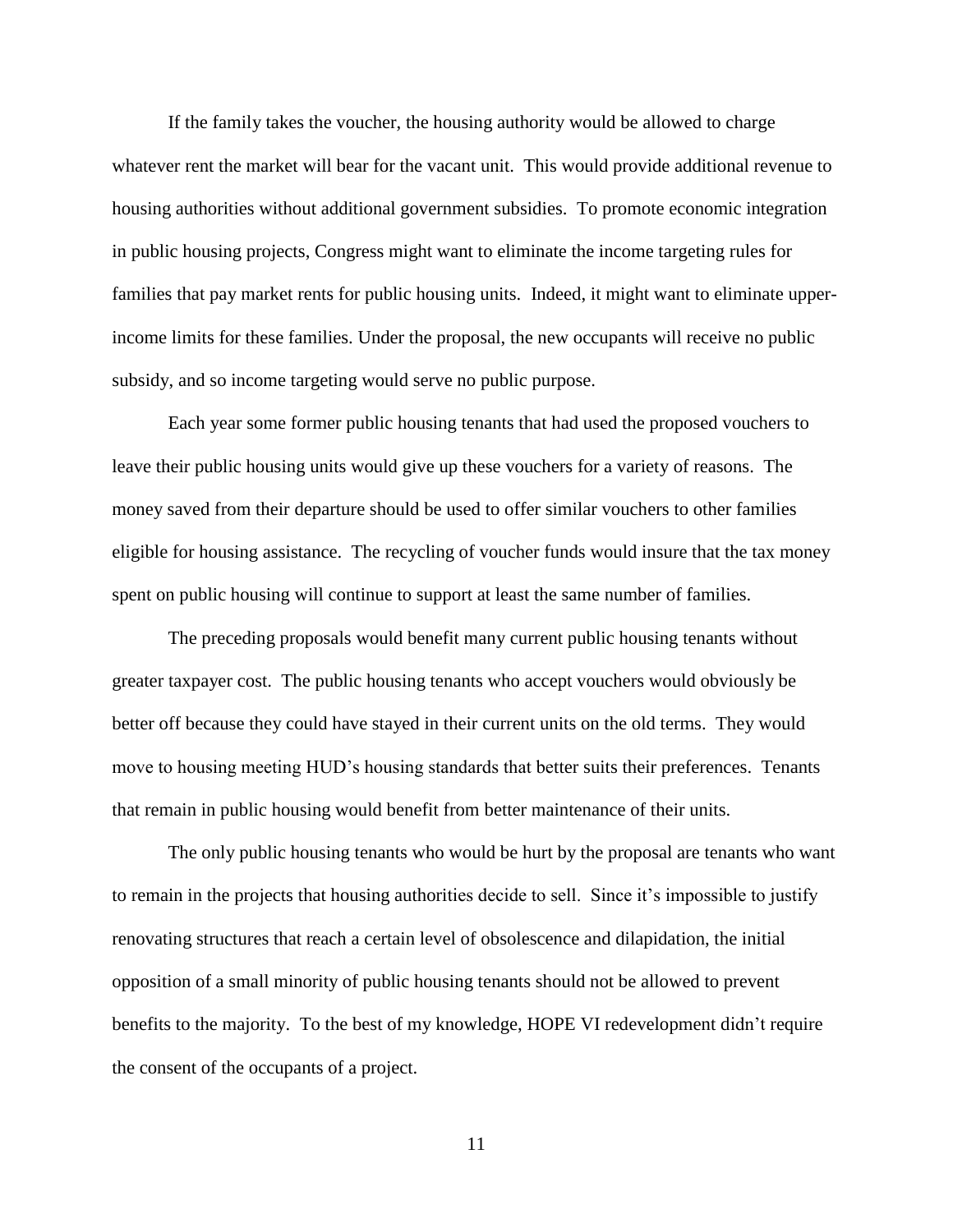If the family takes the voucher, the housing authority would be allowed to charge whatever rent the market will bear for the vacant unit. This would provide additional revenue to housing authorities without additional government subsidies. To promote economic integration in public housing projects, Congress might want to eliminate the income targeting rules for families that pay market rents for public housing units. Indeed, it might want to eliminate upper-income limits for these families. Under the proposal, the new occupants will receive no public subsidy, and so income targeting would serve no public purpose.

Each year some former public housing tenants that had used the proposed vouchers to leave their public housing units would give up these vouchers for a variety of reasons. The money saved from their departure should be used to offer similar vouchers to other families eligible for housing assistance. The recycling of voucher funds would insure that the tax money spent on public housing will continue to support at least the same number of families.

The preceding proposals would benefit many current public housing tenants without greater taxpayer cost. The public housing tenants who accept vouchers would obviously be better off because they could have stayed in their current units on the old terms. They would move to housing meeting HUD's housing standards that better suits their preferences. Tenants that remain in public housing would benefit from better maintenance of their units.

The only public housing tenants who would be hurt by the proposal are tenants who want to remain in the projects that housing authorities decide to sell. Since it's impossible to justify renovating structures that reach a certain level of obsolescence and dilapidation, the initial opposition of a small minority of public housing tenants should not be allowed to prevent benefits to the majority. To the best of my knowledge, HOPE VI redevelopment didn't require the consent of the occupants of a project.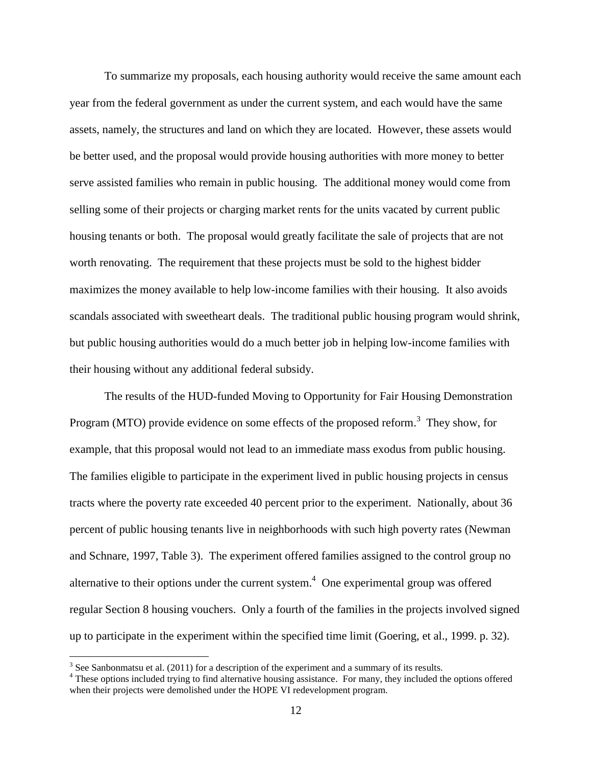To summarize my proposals, each housing authority would receive the same amount each year from the federal government as under the current system, and each would have the same assets, namely, the structures and land on which they are located. However, these assets would be better used, and the proposal would provide housing authorities with more money to better serve assisted families who remain in public housing. The additional money would come from selling some of their projects or charging market rents for the units vacated by current public housing tenants or both. The proposal would greatly facilitate the sale of projects that are not worth renovating. The requirement that these projects must be sold to the highest bidder maximizes the money available to help low-income families with their housing. It also avoids scandals associated with sweetheart deals. The traditional public housing program would shrink, but public housing authorities would do a much better job in helping low-income families with their housing without any additional federal subsidy.

The results of the HUD-funded Moving to Opportunity for Fair Housing Demonstration Program (MTO) provide evidence on some effects of the proposed reform.[3] They show, for example, that this proposal would not lead to an immediate mass exodus from public housing. The families eligible to participate in the experiment lived in public housing projects in census tracts where the poverty rate exceeded 40 percent prior to the experiment. Nationally, about 36 percent of public housing tenants live in neighborhoods with such high poverty rates (Newman and Schnare, 1997, Table 3). The experiment offered families assigned to the control group no alternative to their options under the current system.[4] One experimental group was offered regular Section 8 housing vouchers. Only a fourth of the families in the projects involved signed up to participate in the experiment within the specified time limit (Goering, et al., 1999. p. 32).

[3] See Sanbonmatsu et al. (2011) for a description of the experiment and a summary of its results.

[4] These options included trying to find alternative housing assistance. For many, they included the options offered when their projects were demolished under the HOPE VI redevelopment program.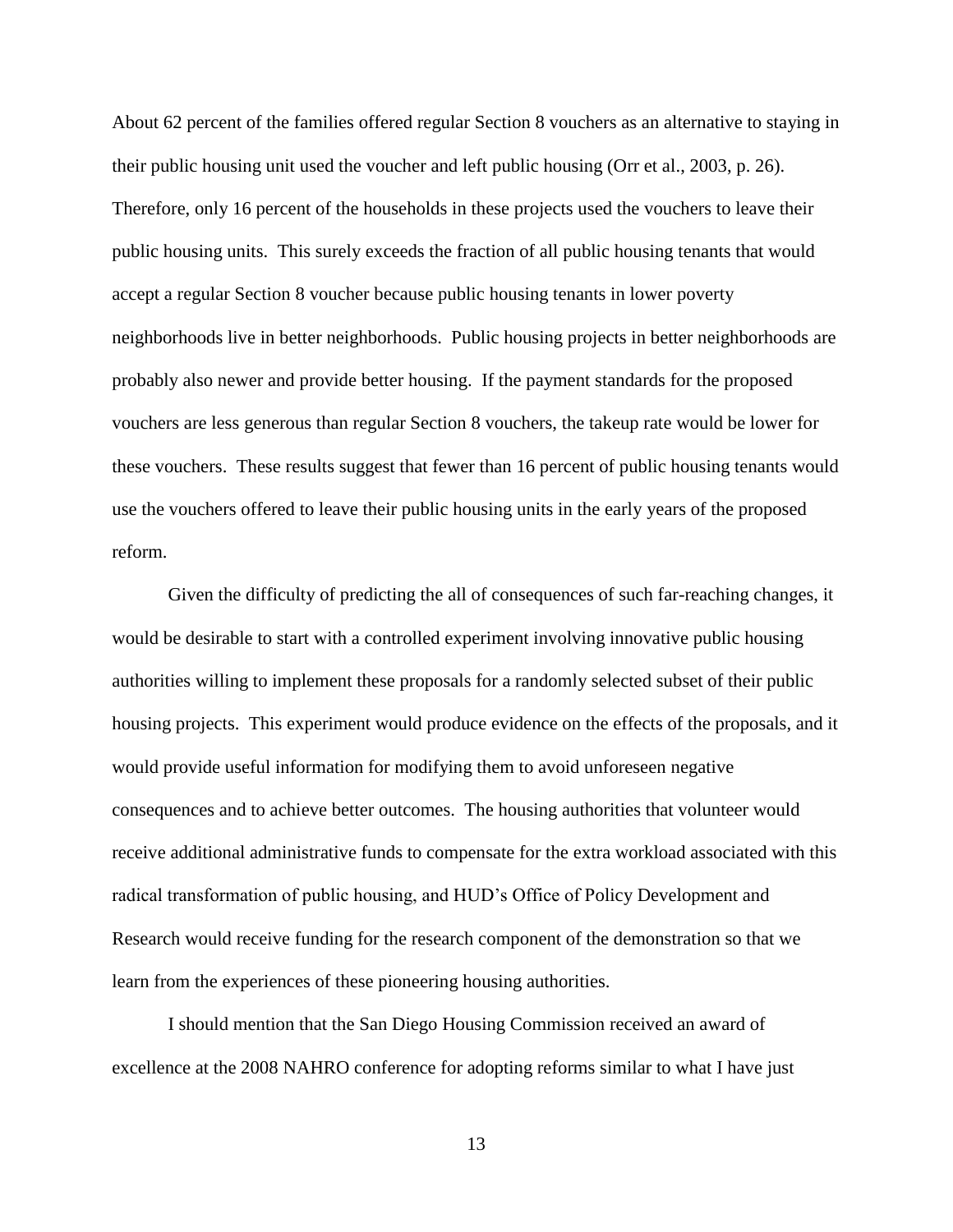About 62 percent of the families offered regular Section 8 vouchers as an alternative to staying in their public housing unit used the voucher and left public housing (Orr et al., 2003, p. 26). Therefore, only 16 percent of the households in these projects used the vouchers to leave their public housing units. This surely exceeds the fraction of all public housing tenants that would accept a regular Section 8 voucher because public housing tenants in lower poverty neighborhoods live in better neighborhoods. Public housing projects in better neighborhoods are probably also newer and provide better housing. If the payment standards for the proposed vouchers are less generous than regular Section 8 vouchers, the takeup rate would be lower for these vouchers. These results suggest that fewer than 16 percent of public housing tenants would use the vouchers offered to leave their public housing units in the early years of the proposed reform.

Given the difficulty of predicting the all of consequences of such far-reaching changes, it would be desirable to start with a controlled experiment involving innovative public housing authorities willing to implement these proposals for a randomly selected subset of their public housing projects. This experiment would produce evidence on the effects of the proposals, and it would provide useful information for modifying them to avoid unforeseen negative consequences and to achieve better outcomes. The housing authorities that volunteer would receive additional administrative funds to compensate for the extra workload associated with this radical transformation of public housing, and HUD's Office of Policy Development and Research would receive funding for the research component of the demonstration so that we learn from the experiences of these pioneering housing authorities.

I should mention that the San Diego Housing Commission received an award of excellence at the 2008 NAHRO conference for adopting reforms similar to what I have just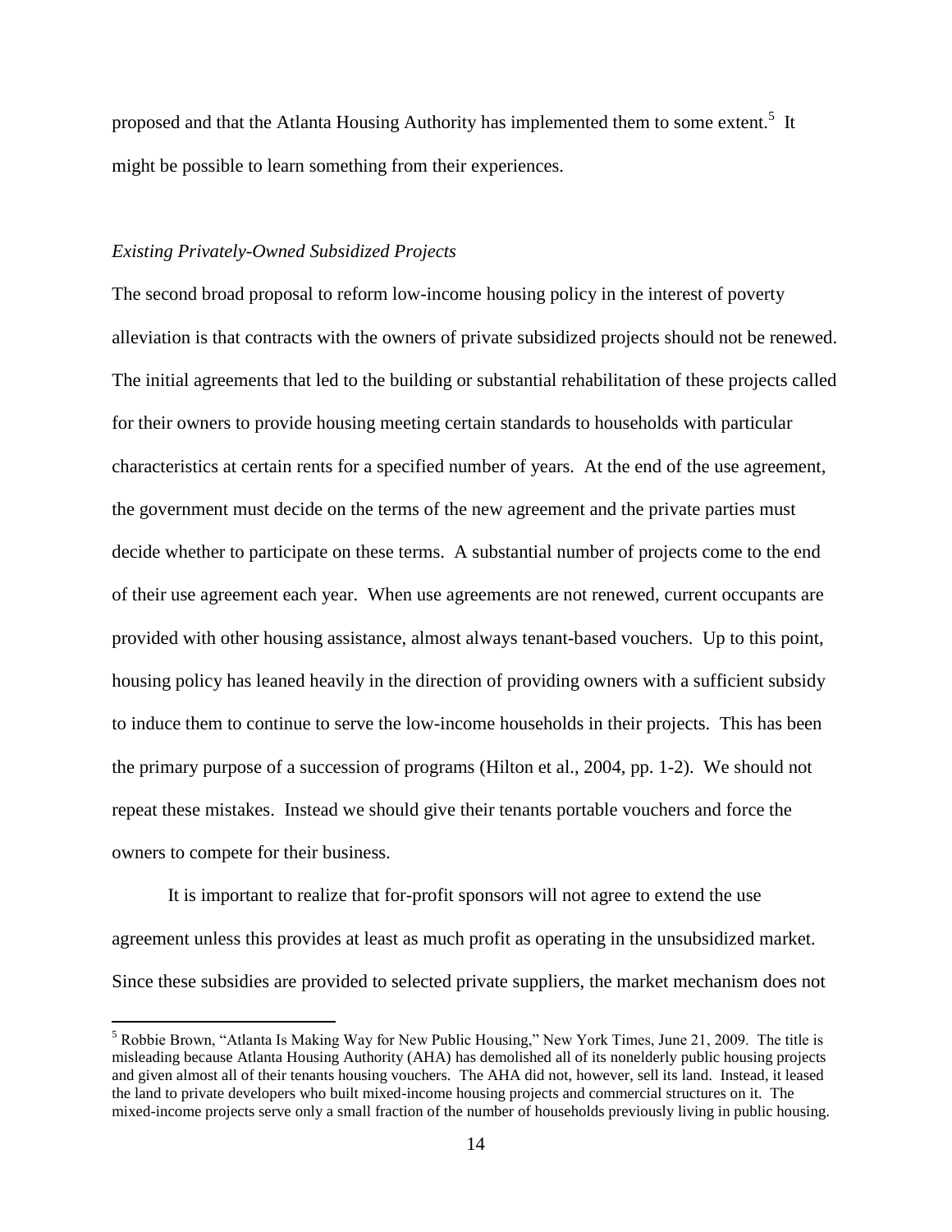proposed and that the Atlanta Housing Authority has implemented them to some extent.[5] It might be possible to learn something from their experiences.

*Existing Privately-Owned Subsidized Projects*

The second broad proposal to reform low-income housing policy in the interest of poverty alleviation is that contracts with the owners of private subsidized projects should not be renewed. The initial agreements that led to the building or substantial rehabilitation of these projects called for their owners to provide housing meeting certain standards to households with particular characteristics at certain rents for a specified number of years. At the end of the use agreement, the government must decide on the terms of the new agreement and the private parties must decide whether to participate on these terms. A substantial number of projects come to the end of their use agreement each year. When use agreements are not renewed, current occupants are provided with other housing assistance, almost always tenant-based vouchers. Up to this point, housing policy has leaned heavily in the direction of providing owners with a sufficient subsidy to induce them to continue to serve the low-income households in their projects. This has been the primary purpose of a succession of programs (Hilton et al., 2004, pp. 1-2). We should not repeat these mistakes. Instead we should give their tenants portable vouchers and force the owners to compete for their business.

It is important to realize that for-profit sponsors will not agree to extend the use agreement unless this provides at least as much profit as operating in the unsubsidized market. Since these subsidies are provided to selected private suppliers, the market mechanism does not

[5] Robbie Brown, "Atlanta Is Making Way for New Public Housing," New York Times, June 21, 2009. The title is misleading because Atlanta Housing Authority (AHA) has demolished all of its nonelderly public housing projects and given almost all of their tenants housing vouchers. The AHA did not, however, sell its land. Instead, it leased the land to private developers who built mixed-income housing projects and commercial structures on it. The mixed-income projects serve only a small fraction of the number of households previously living in public housing.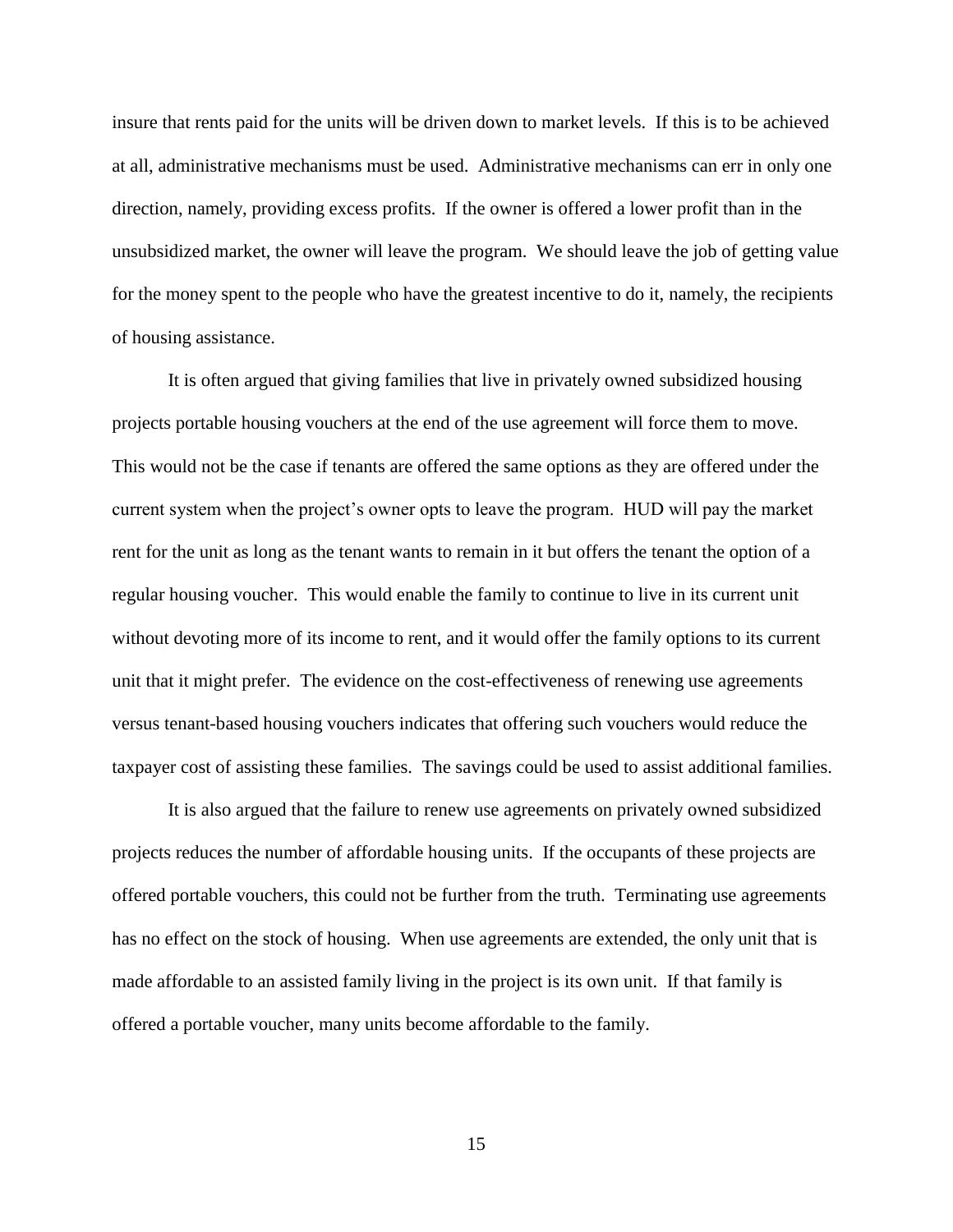insure that rents paid for the units will be driven down to market levels. If this is to be achieved at all, administrative mechanisms must be used. Administrative mechanisms can err in only one direction, namely, providing excess profits. If the owner is offered a lower profit than in the unsubsidized market, the owner will leave the program. We should leave the job of getting value for the money spent to the people who have the greatest incentive to do it, namely, the recipients of housing assistance.

It is often argued that giving families that live in privately owned subsidized housing projects portable housing vouchers at the end of the use agreement will force them to move. This would not be the case if tenants are offered the same options as they are offered under the current system when the project's owner opts to leave the program. HUD will pay the market rent for the unit as long as the tenant wants to remain in it but offers the tenant the option of a regular housing voucher. This would enable the family to continue to live in its current unit without devoting more of its income to rent, and it would offer the family options to its current unit that it might prefer. The evidence on the cost-effectiveness of renewing use agreements versus tenant-based housing vouchers indicates that offering such vouchers would reduce the taxpayer cost of assisting these families. The savings could be used to assist additional families.

It is also argued that the failure to renew use agreements on privately owned subsidized projects reduces the number of affordable housing units. If the occupants of these projects are offered portable vouchers, this could not be further from the truth. Terminating use agreements has no effect on the stock of housing. When use agreements are extended, the only unit that is made affordable to an assisted family living in the project is its own unit. If that family is offered a portable voucher, many units become affordable to the family.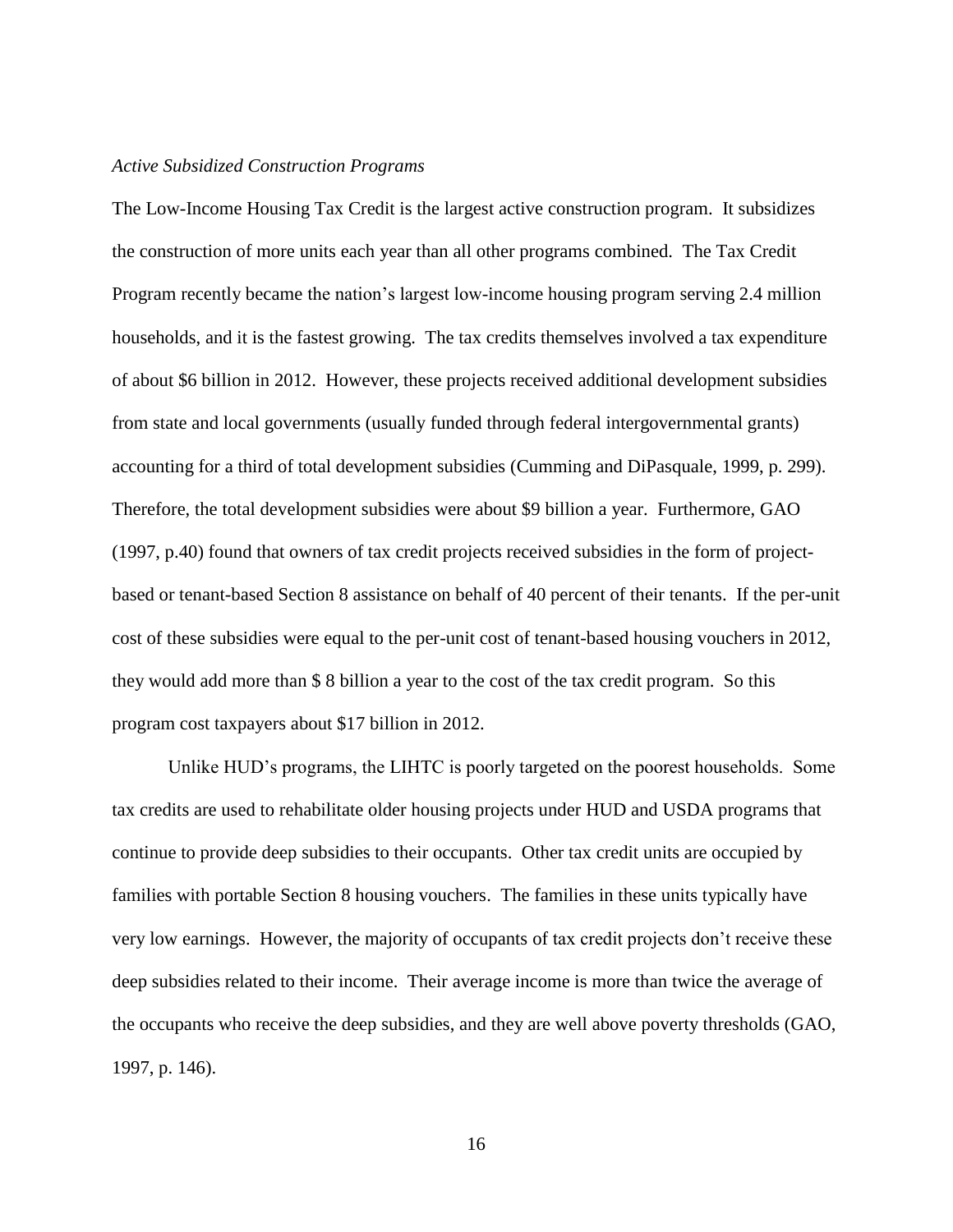*Active Subsidized Construction Programs*

The Low-Income Housing Tax Credit is the largest active construction program. It subsidizes the construction of more units each year than all other programs combined. The Tax Credit Program recently became the nation's largest low-income housing program serving 2.4 million households, and it is the fastest growing. The tax credits themselves involved a tax expenditure of about $6 billion in 2012. However, these projects received additional development subsidies from state and local governments (usually funded through federal intergovernmental grants) accounting for a third of total development subsidies (Cumming and DiPasquale, 1999, p. 299). Therefore, the total development subsidies were about $9 billion a year. Furthermore, GAO (1997, p.40) found that owners of tax credit projects received subsidies in the form of project-based or tenant-based Section 8 assistance on behalf of 40 percent of their tenants. If the per-unit cost of these subsidies were equal to the per-unit cost of tenant-based housing vouchers in 2012, they would add more than $ 8 billion a year to the cost of the tax credit program. So this program cost taxpayers about $17 billion in 2012.

Unlike HUD's programs, the LIHTC is poorly targeted on the poorest households. Some tax credits are used to rehabilitate older housing projects under HUD and USDA programs that continue to provide deep subsidies to their occupants. Other tax credit units are occupied by families with portable Section 8 housing vouchers. The families in these units typically have very low earnings. However, the majority of occupants of tax credit projects don't receive these deep subsidies related to their income. Their average income is more than twice the average of the occupants who receive the deep subsidies, and they are well above poverty thresholds (GAO, 1997, p. 146).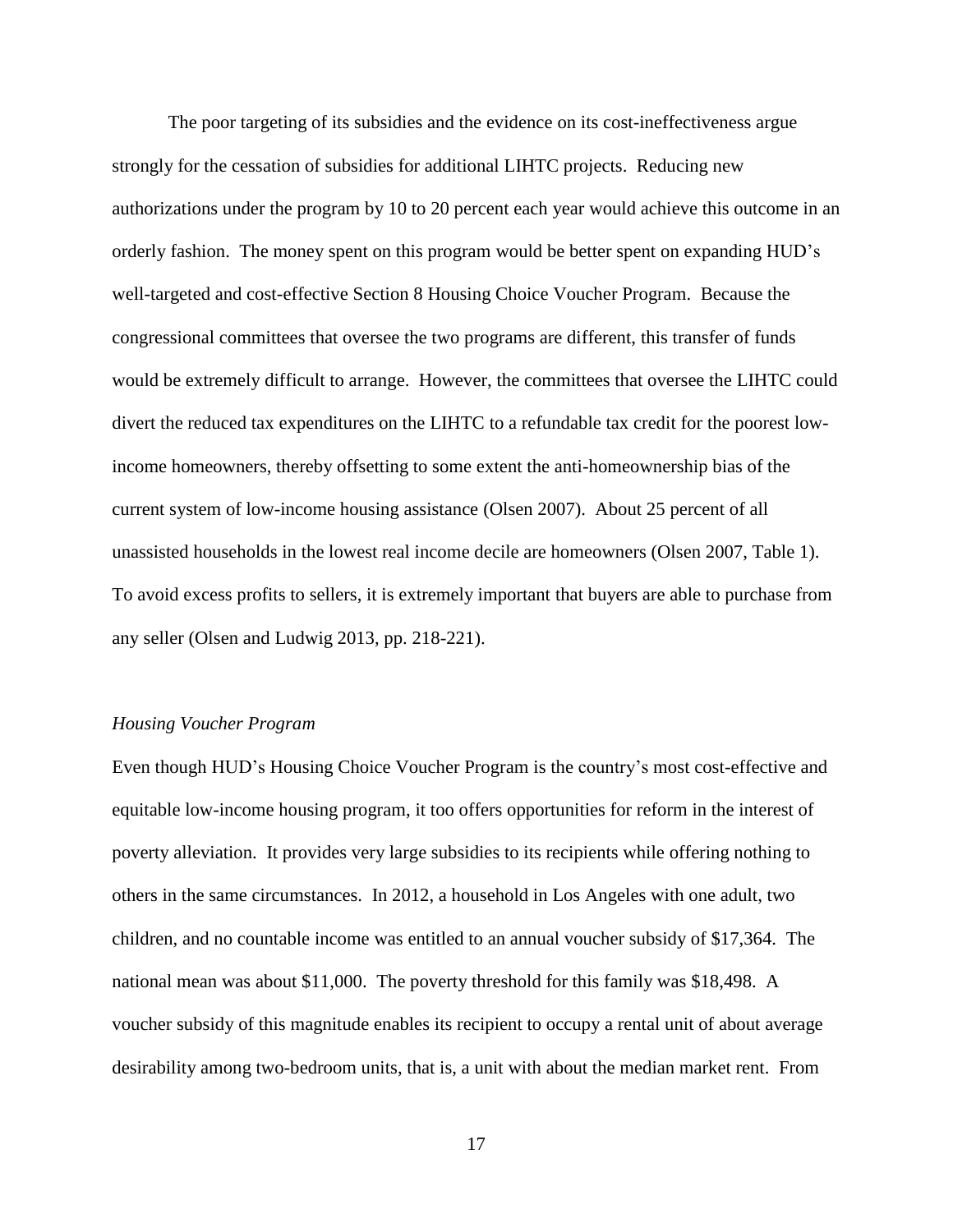The poor targeting of its subsidies and the evidence on its cost-ineffectiveness argue strongly for the cessation of subsidies for additional LIHTC projects. Reducing new authorizations under the program by 10 to 20 percent each year would achieve this outcome in an orderly fashion. The money spent on this program would be better spent on expanding HUD's well-targeted and cost-effective Section 8 Housing Choice Voucher Program. Because the congressional committees that oversee the two programs are different, this transfer of funds would be extremely difficult to arrange. However, the committees that oversee the LIHTC could divert the reduced tax expenditures on the LIHTC to a refundable tax credit for the poorest low-income homeowners, thereby offsetting to some extent the anti-homeownership bias of the current system of low-income housing assistance (Olsen 2007). About 25 percent of all unassisted households in the lowest real income decile are homeowners (Olsen 2007, Table 1). To avoid excess profits to sellers, it is extremely important that buyers are able to purchase from any seller (Olsen and Ludwig 2013, pp. 218-221).

*Housing Voucher Program*

Even though HUD's Housing Choice Voucher Program is the country's most cost-effective and equitable low-income housing program, it too offers opportunities for reform in the interest of poverty alleviation. It provides very large subsidies to its recipients while offering nothing to others in the same circumstances. In 2012, a household in Los Angeles with one adult, two children, and no countable income was entitled to an annual voucher subsidy of $17,364. The national mean was about $11,000. The poverty threshold for this family was $18,498. A voucher subsidy of this magnitude enables its recipient to occupy a rental unit of about average desirability among two-bedroom units, that is, a unit with about the median market rent. From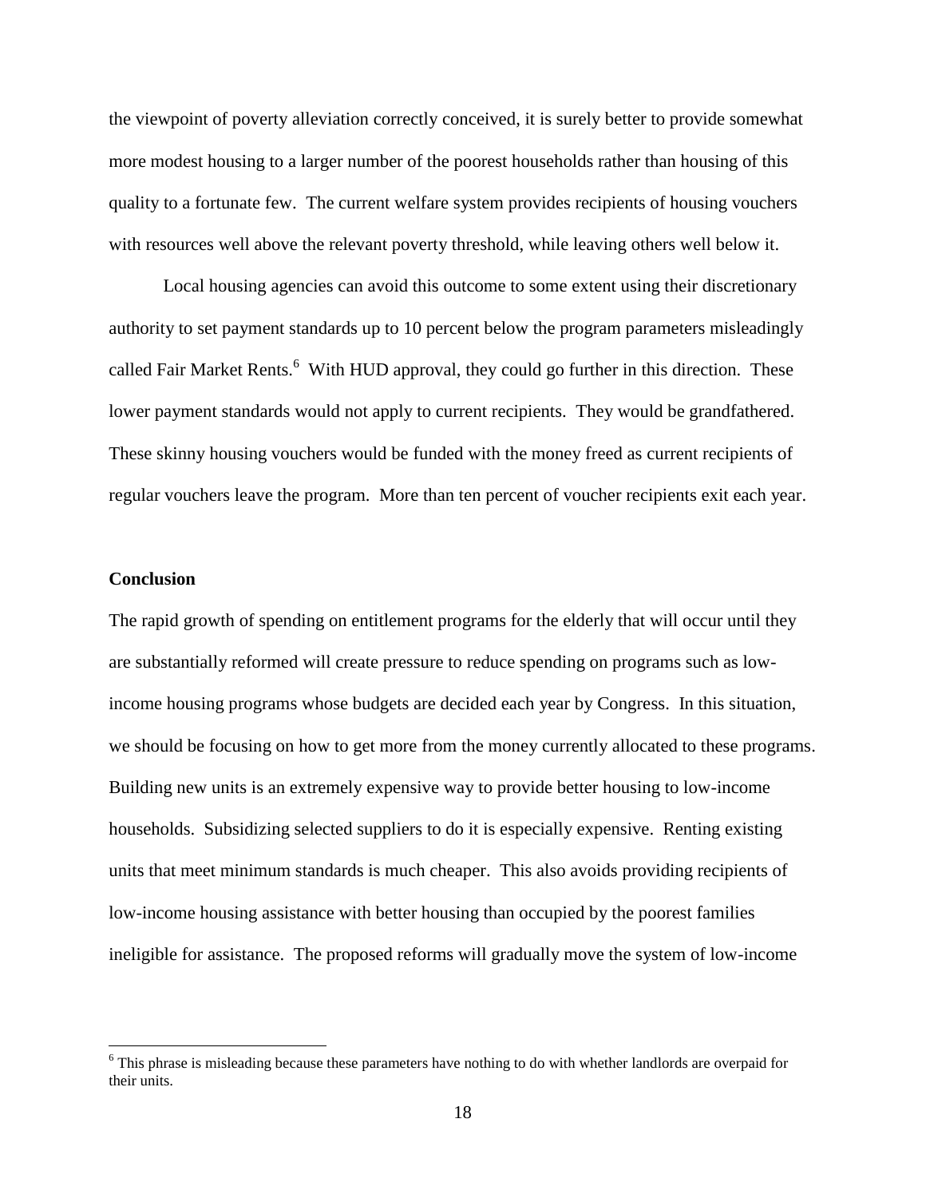the viewpoint of poverty alleviation correctly conceived, it is surely better to provide somewhat more modest housing to a larger number of the poorest households rather than housing of this quality to a fortunate few. The current welfare system provides recipients of housing vouchers with resources well above the relevant poverty threshold, while leaving others well below it.

Local housing agencies can avoid this outcome to some extent using their discretionary authority to set payment standards up to 10 percent below the program parameters misleadingly called Fair Market Rents.[6] With HUD approval, they could go further in this direction. These lower payment standards would not apply to current recipients. They would be grandfathered. These skinny housing vouchers would be funded with the money freed as current recipients of regular vouchers leave the program. More than ten percent of voucher recipients exit each year.

## Conclusion

The rapid growth of spending on entitlement programs for the elderly that will occur until they are substantially reformed will create pressure to reduce spending on programs such as low-income housing programs whose budgets are decided each year by Congress. In this situation, we should be focusing on how to get more from the money currently allocated to these programs. Building new units is an extremely expensive way to provide better housing to low-income households. Subsidizing selected suppliers to do it is especially expensive. Renting existing units that meet minimum standards is much cheaper. This also avoids providing recipients of low-income housing assistance with better housing than occupied by the poorest families ineligible for assistance. The proposed reforms will gradually move the system of low-income

[6] This phrase is misleading because these parameters have nothing to do with whether landlords are overpaid for their units.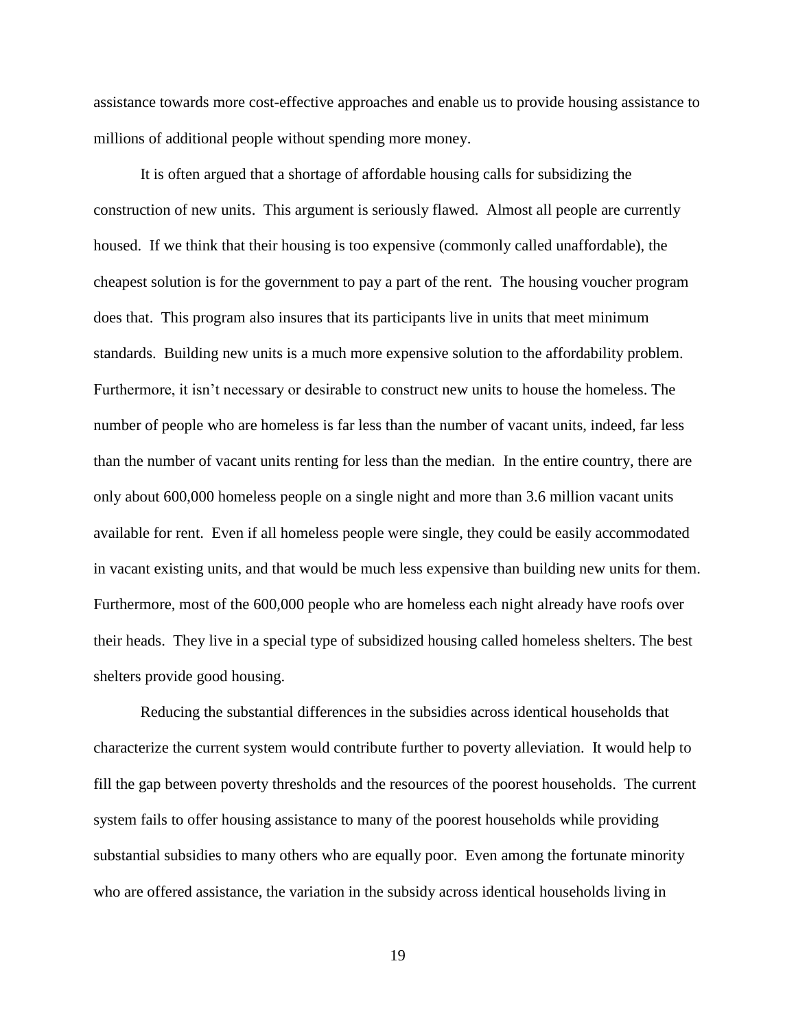assistance towards more cost-effective approaches and enable us to provide housing assistance to millions of additional people without spending more money.

It is often argued that a shortage of affordable housing calls for subsidizing the construction of new units. This argument is seriously flawed. Almost all people are currently housed. If we think that their housing is too expensive (commonly called unaffordable), the cheapest solution is for the government to pay a part of the rent. The housing voucher program does that. This program also insures that its participants live in units that meet minimum standards. Building new units is a much more expensive solution to the affordability problem. Furthermore, it isn't necessary or desirable to construct new units to house the homeless. The number of people who are homeless is far less than the number of vacant units, indeed, far less than the number of vacant units renting for less than the median. In the entire country, there are only about 600,000 homeless people on a single night and more than 3.6 million vacant units available for rent. Even if all homeless people were single, they could be easily accommodated in vacant existing units, and that would be much less expensive than building new units for them. Furthermore, most of the 600,000 people who are homeless each night already have roofs over their heads. They live in a special type of subsidized housing called homeless shelters. The best shelters provide good housing.

Reducing the substantial differences in the subsidies across identical households that characterize the current system would contribute further to poverty alleviation. It would help to fill the gap between poverty thresholds and the resources of the poorest households. The current system fails to offer housing assistance to many of the poorest households while providing substantial subsidies to many others who are equally poor. Even among the fortunate minority who are offered assistance, the variation in the subsidy across identical households living in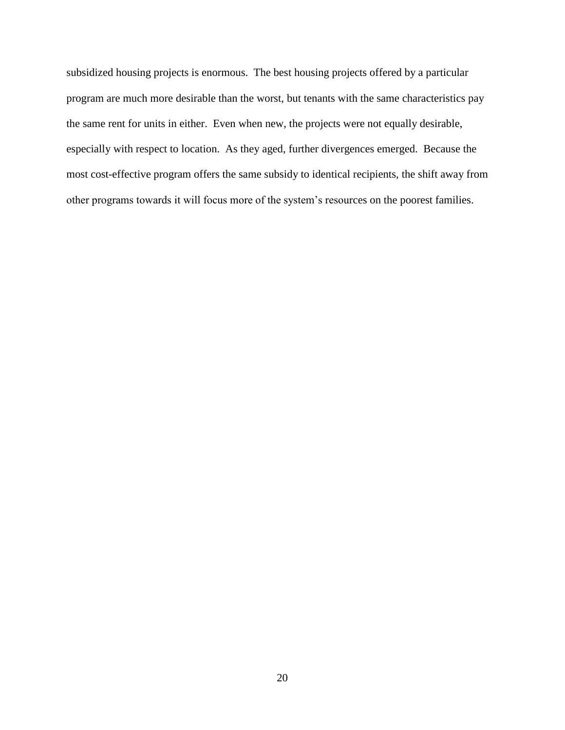subsidized housing projects is enormous. The best housing projects offered by a particular program are much more desirable than the worst, but tenants with the same characteristics pay the same rent for units in either. Even when new, the projects were not equally desirable, especially with respect to location. As they aged, further divergences emerged. Because the most cost-effective program offers the same subsidy to identical recipients, the shift away from other programs towards it will focus more of the system's resources on the poorest families.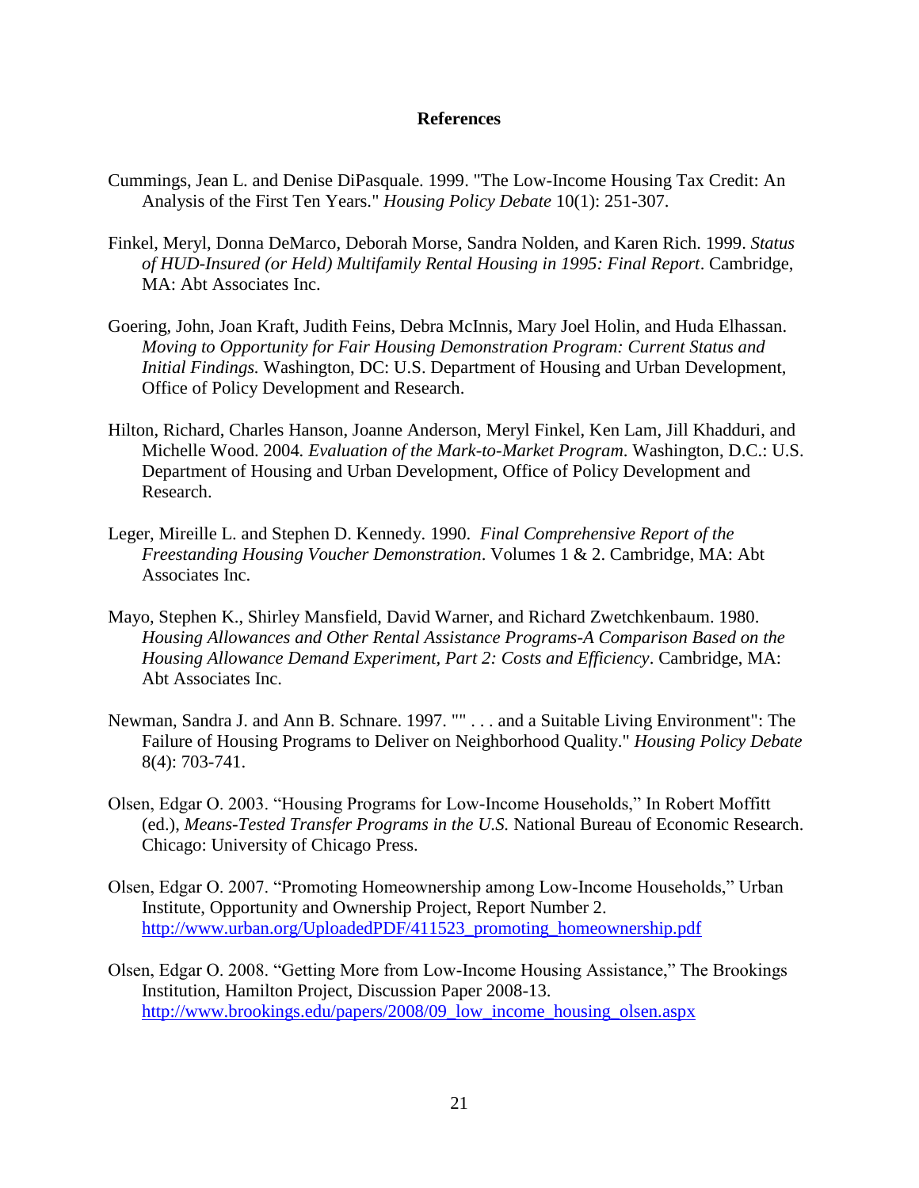# References

Cummings, Jean L. and Denise DiPasquale. 1999. "The Low-Income Housing Tax Credit: An Analysis of the First Ten Years." *Housing Policy Debate* 10(1): 251-307.

Finkel, Meryl, Donna DeMarco, Deborah Morse, Sandra Nolden, and Karen Rich. 1999. *Status of HUD-Insured (or Held) Multifamily Rental Housing in 1995: Final Report*. Cambridge, MA: Abt Associates Inc.

Goering, John, Joan Kraft, Judith Feins, Debra McInnis, Mary Joel Holin, and Huda Elhassan. *Moving to Opportunity for Fair Housing Demonstration Program: Current Status and Initial Findings.* Washington, DC: U.S. Department of Housing and Urban Development, Office of Policy Development and Research.

Hilton, Richard, Charles Hanson, Joanne Anderson, Meryl Finkel, Ken Lam, Jill Khadduri, and Michelle Wood. 2004. *Evaluation of the Mark-to-Market Program.* Washington, D.C.: U.S. Department of Housing and Urban Development, Office of Policy Development and Research.

Leger, Mireille L. and Stephen D. Kennedy. 1990. *Final Comprehensive Report of the Freestanding Housing Voucher Demonstration*. Volumes 1 & 2. Cambridge, MA: Abt Associates Inc.

Mayo, Stephen K., Shirley Mansfield, David Warner, and Richard Zwetchkenbaum. 1980. *Housing Allowances and Other Rental Assistance Programs-A Comparison Based on the Housing Allowance Demand Experiment, Part 2: Costs and Efficiency*. Cambridge, MA: Abt Associates Inc.

Newman, Sandra J. and Ann B. Schnare. 1997. "" . . . and a Suitable Living Environment": The Failure of Housing Programs to Deliver on Neighborhood Quality." *Housing Policy Debate* 8(4): 703-741.

Olsen, Edgar O. 2003. “Housing Programs for Low-Income Households,” In Robert Moffitt (ed.), *Means-Tested Transfer Programs in the U.S.* National Bureau of Economic Research. Chicago: University of Chicago Press.

Olsen, Edgar O. 2007. “Promoting Homeownership among Low-Income Households,” Urban Institute, Opportunity and Ownership Project, Report Number 2. http://www.urban.org/UploadedPDF/411523_promoting_homeownership.pdf

Olsen, Edgar O. 2008. “Getting More from Low-Income Housing Assistance,” The Brookings Institution, Hamilton Project, Discussion Paper 2008-13. http://www.brookings.edu/papers/2008/09_low_income_housing_olsen.aspx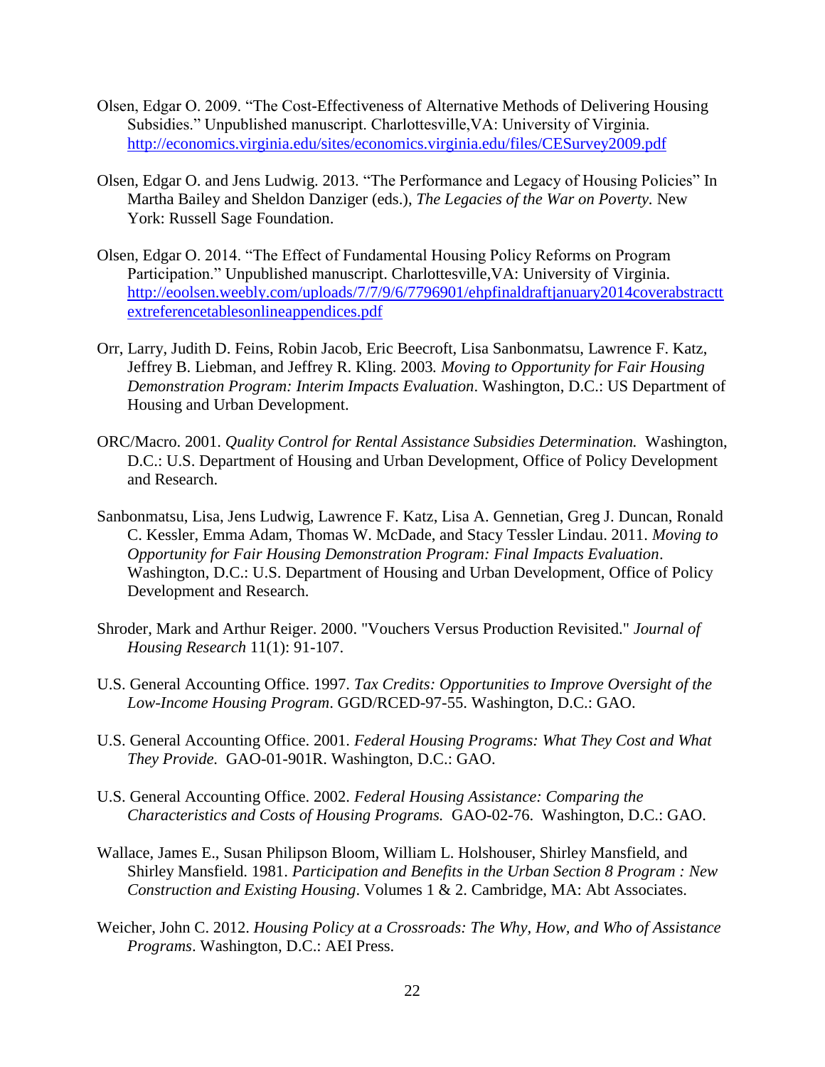Olsen, Edgar O. 2009. "The Cost-Effectiveness of Alternative Methods of Delivering Housing Subsidies." Unpublished manuscript. Charlottesville,VA: University of Virginia. http://economics.virginia.edu/sites/economics.virginia.edu/files/CESurvey2009.pdf

Olsen, Edgar O. and Jens Ludwig. 2013. "The Performance and Legacy of Housing Policies" In Martha Bailey and Sheldon Danziger (eds.), *The Legacies of the War on Poverty.* New York: Russell Sage Foundation.

Olsen, Edgar O. 2014. "The Effect of Fundamental Housing Policy Reforms on Program Participation." Unpublished manuscript. Charlottesville,VA: University of Virginia. http://eoolsen.weebly.com/uploads/7/7/9/6/7796901/ehpfinaldraftjanuary2014coverabstracttextreferencetablesonlineappendices.pdf

Orr, Larry, Judith D. Feins, Robin Jacob, Eric Beecroft, Lisa Sanbonmatsu, Lawrence F. Katz, Jeffrey B. Liebman, and Jeffrey R. Kling. 2003*. Moving to Opportunity for Fair Housing Demonstration Program: Interim Impacts Evaluation*. Washington, D.C.: US Department of Housing and Urban Development.

ORC/Macro. 2001. *Quality Control for Rental Assistance Subsidies Determination.* Washington, D.C.: U.S. Department of Housing and Urban Development, Office of Policy Development and Research.

Sanbonmatsu, Lisa, Jens Ludwig, Lawrence F. Katz, Lisa A. Gennetian, Greg J. Duncan, Ronald C. Kessler, Emma Adam, Thomas W. McDade, and Stacy Tessler Lindau. 2011. *Moving to Opportunity for Fair Housing Demonstration Program: Final Impacts Evaluation*. Washington, D.C.: U.S. Department of Housing and Urban Development, Office of Policy Development and Research.

Shroder, Mark and Arthur Reiger. 2000. "Vouchers Versus Production Revisited." *Journal of Housing Research* 11(1): 91-107.

U.S. General Accounting Office. 1997. *Tax Credits: Opportunities to Improve Oversight of the Low-Income Housing Program*. GGD/RCED-97-55. Washington, D.C.: GAO.

U.S. General Accounting Office. 2001. *Federal Housing Programs: What They Cost and What They Provide.* GAO-01-901R. Washington, D.C.: GAO.

U.S. General Accounting Office. 2002. *Federal Housing Assistance: Comparing the Characteristics and Costs of Housing Programs.* GAO-02-76. Washington, D.C.: GAO.

Wallace, James E., Susan Philipson Bloom, William L. Holshouser, Shirley Mansfield, and Shirley Mansfield. 1981. *Participation and Benefits in the Urban Section 8 Program : New Construction and Existing Housing*. Volumes 1 & 2. Cambridge, MA: Abt Associates.

Weicher, John C. 2012. *Housing Policy at a Crossroads: The Why, How, and Who of Assistance Programs*. Washington, D.C.: AEI Press.